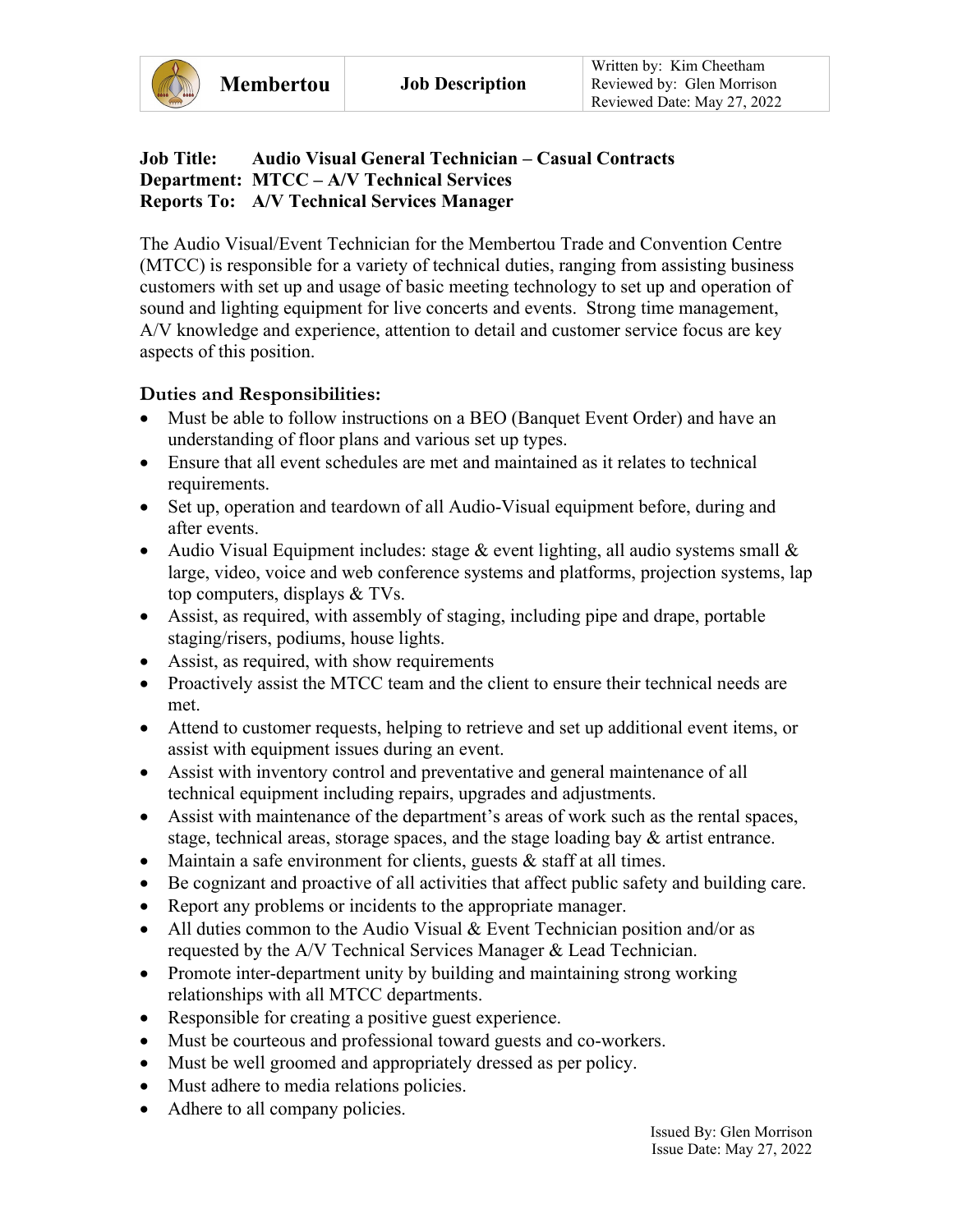| Membertou | Job Description | Written by: Kim Cheetham<br>Reviewed by: Glen Morrison<br>Reviewed Date: May 27, 2022 |
|---|---|---|

**Job Title:** Audio Visual General Technician – Casual Contracts
**Department:** MTCC – A/V Technical Services
**Reports To:** A/V Technical Services Manager

The Audio Visual/Event Technician for the Membertou Trade and Convention Centre (MTCC) is responsible for a variety of technical duties, ranging from assisting business customers with set up and usage of basic meeting technology to set up and operation of sound and lighting equipment for live concerts and events. Strong time management, A/V knowledge and experience, attention to detail and customer service focus are key aspects of this position.

## Duties and Responsibilities:

- Must be able to follow instructions on a BEO (Banquet Event Order) and have an understanding of floor plans and various set up types.
- Ensure that all event schedules are met and maintained as it relates to technical requirements.
- Set up, operation and teardown of all Audio-Visual equipment before, during and after events.
- Audio Visual Equipment includes: stage & event lighting, all audio systems small & large, video, voice and web conference systems and platforms, projection systems, lap top computers, displays & TVs.
- Assist, as required, with assembly of staging, including pipe and drape, portable staging/risers, podiums, house lights.
- Assist, as required, with show requirements
- Proactively assist the MTCC team and the client to ensure their technical needs are met.
- Attend to customer requests, helping to retrieve and set up additional event items, or assist with equipment issues during an event.
- Assist with inventory control and preventative and general maintenance of all technical equipment including repairs, upgrades and adjustments.
- Assist with maintenance of the department's areas of work such as the rental spaces, stage, technical areas, storage spaces, and the stage loading bay & artist entrance.
- Maintain a safe environment for clients, guests & staff at all times.
- Be cognizant and proactive of all activities that affect public safety and building care.
- Report any problems or incidents to the appropriate manager.
- All duties common to the Audio Visual & Event Technician position and/or as requested by the A/V Technical Services Manager & Lead Technician.
- Promote inter-department unity by building and maintaining strong working relationships with all MTCC departments.
- Responsible for creating a positive guest experience.
- Must be courteous and professional toward guests and co-workers.
- Must be well groomed and appropriately dressed as per policy.
- Must adhere to media relations policies.
- Adhere to all company policies.

Issued By: Glen Morrison
Issue Date: May 27, 2022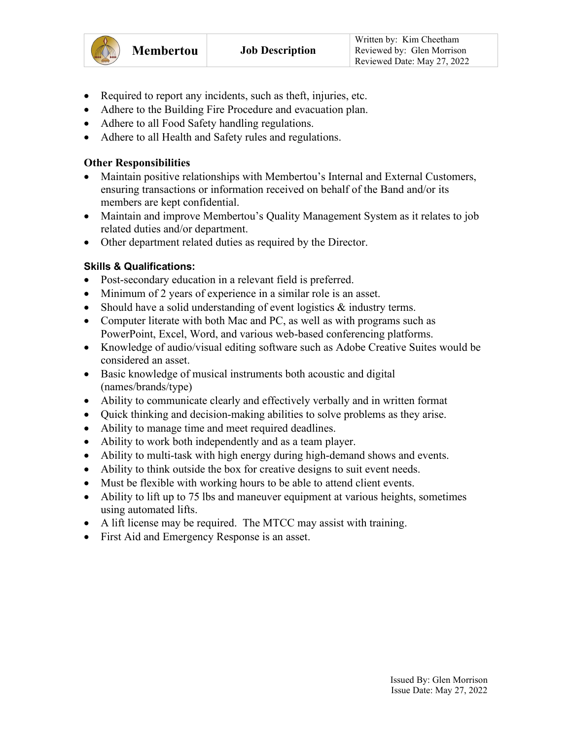- Required to report any incidents, such as theft, injuries, etc.
- Adhere to the Building Fire Procedure and evacuation plan.
- Adhere to all Food Safety handling regulations.
- Adhere to all Health and Safety rules and regulations.

**Other Responsibilities**

- Maintain positive relationships with Membertou's Internal and External Customers, ensuring transactions or information received on behalf of the Band and/or its members are kept confidential.
- Maintain and improve Membertou's Quality Management System as it relates to job related duties and/or department.
- Other department related duties as required by the Director.

**Skills & Qualifications:**

- Post-secondary education in a relevant field is preferred.
- Minimum of 2 years of experience in a similar role is an asset.
- Should have a solid understanding of event logistics & industry terms.
- Computer literate with both Mac and PC, as well as with programs such as PowerPoint, Excel, Word, and various web-based conferencing platforms.
- Knowledge of audio/visual editing software such as Adobe Creative Suites would be considered an asset.
- Basic knowledge of musical instruments both acoustic and digital (names/brands/type)
- Ability to communicate clearly and effectively verbally and in written format
- Quick thinking and decision-making abilities to solve problems as they arise.
- Ability to manage time and meet required deadlines.
- Ability to work both independently and as a team player.
- Ability to multi-task with high energy during high-demand shows and events.
- Ability to think outside the box for creative designs to suit event needs.
- Must be flexible with working hours to be able to attend client events.
- Ability to lift up to 75 lbs and maneuver equipment at various heights, sometimes using automated lifts.
- A lift license may be required. The MTCC may assist with training.
- First Aid and Emergency Response is an asset.